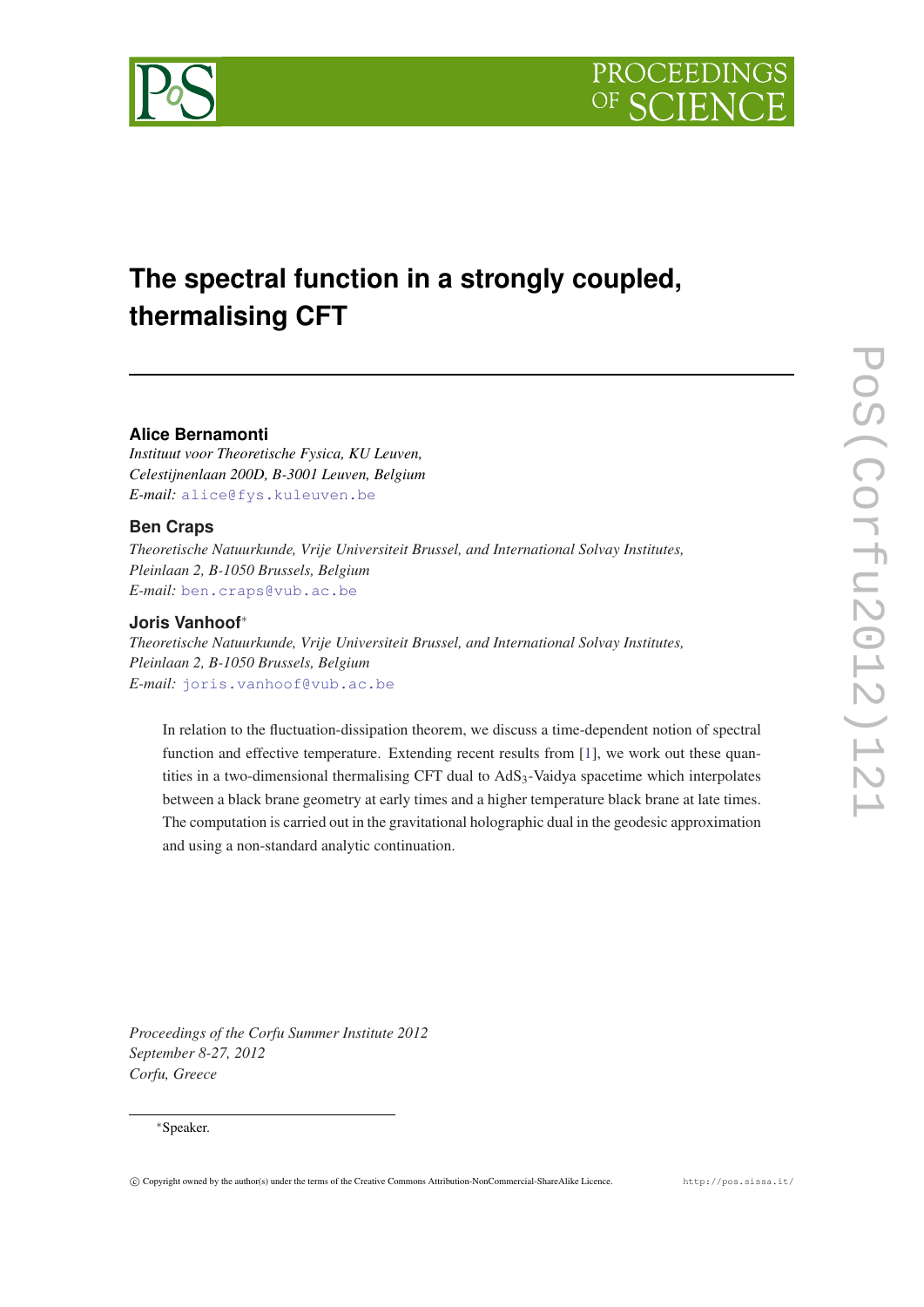# The spectral function in a strongly coupled, thermalising CFT

**Alice Bernamonti**

*Instituut voor Theoretische Fysica, KU Leuven, Celestijnenlaan 200D, B-3001 Leuven, Belgium*
*E-mail:* alice@fys.kuleuven.be

**Ben Craps**

*Theoretische Natuurkunde, Vrije Universiteit Brussel, and International Solvay Institutes, Pleinlaan 2, B-1050 Brussels, Belgium*
*E-mail:* ben.craps@vub.ac.be

**Joris Vanhoof***

*Theoretische Natuurkunde, Vrije Universiteit Brussel, and International Solvay Institutes, Pleinlaan 2, B-1050 Brussels, Belgium*
*E-mail:* joris.vanhoof@vub.ac.be

In relation to the fluctuation-dissipation theorem, we discuss a time-dependent notion of spectral function and effective temperature. Extending recent results from [1], we work out these quantities in a two-dimensional thermalising CFT dual to $AdS_3$-Vaidya spacetime which interpolates between a black brane geometry at early times and a higher temperature black brane at late times. The computation is carried out in the gravitational holographic dual in the geodesic approximation and using a non-standard analytic continuation.

*Proceedings of the Corfu Summer Institute 2012*
*September 8-27, 2012*
*Corfu, Greece*

*Speaker.

© Copyright owned by the author(s) under the terms of the Creative Commons Attribution-NonCommercial-ShareAlike Licence. http://pos.sissa.it/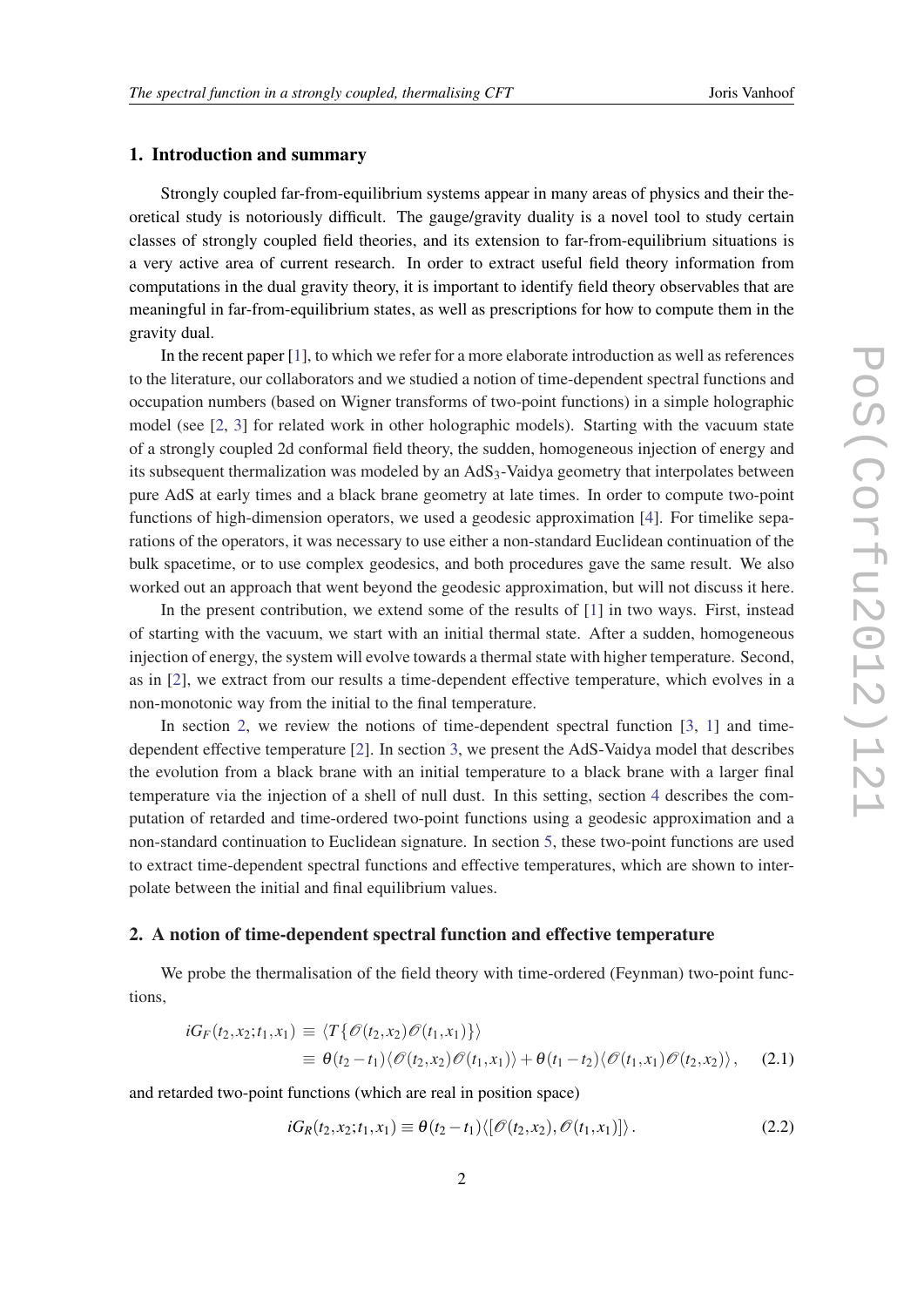## 1. Introduction and summary

Strongly coupled far-from-equilibrium systems appear in many areas of physics and their theoretical study is notoriously difficult. The gauge/gravity duality is a novel tool to study certain classes of strongly coupled field theories, and its extension to far-from-equilibrium situations is a very active area of current research. In order to extract useful field theory information from computations in the dual gravity theory, it is important to identify field theory observables that are meaningful in far-from-equilibrium states, as well as prescriptions for how to compute them in the gravity dual.

In the recent paper [1], to which we refer for a more elaborate introduction as well as references to the literature, our collaborators and we studied a notion of time-dependent spectral functions and occupation numbers (based on Wigner transforms of two-point functions) in a simple holographic model (see [2, 3] for related work in other holographic models). Starting with the vacuum state of a strongly coupled 2d conformal field theory, the sudden, homogeneous injection of energy and its subsequent thermalization was modeled by an $\mathrm{AdS}_3$-Vaidya geometry that interpolates between pure AdS at early times and a black brane geometry at late times. In order to compute two-point functions of high-dimension operators, we used a geodesic approximation [4]. For timelike separations of the operators, it was necessary to use either a non-standard Euclidean continuation of the bulk spacetime, or to use complex geodesics, and both procedures gave the same result. We also worked out an approach that went beyond the geodesic approximation, but will not discuss it here.

In the present contribution, we extend some of the results of [1] in two ways. First, instead of starting with the vacuum, we start with an initial thermal state. After a sudden, homogeneous injection of energy, the system will evolve towards a thermal state with higher temperature. Second, as in [2], we extract from our results a time-dependent effective temperature, which evolves in a non-monotonic way from the initial to the final temperature.

In section 2, we review the notions of time-dependent spectral function [3, 1] and time-dependent effective temperature [2]. In section 3, we present the AdS-Vaidya model that describes the evolution from a black brane with an initial temperature to a black brane with a larger final temperature via the injection of a shell of null dust. In this setting, section 4 describes the computation of retarded and time-ordered two-point functions using a geodesic approximation and a non-standard continuation to Euclidean signature. In section 5, these two-point functions are used to extract time-dependent spectral functions and effective temperatures, which are shown to interpolate between the initial and final equilibrium values.

## 2. A notion of time-dependent spectral function and effective temperature

We probe the thermalisation of the field theory with time-ordered (Feynman) two-point functions,

$$\begin{aligned} iG_F(t_2,x_2;t_1,x_1) &\equiv \langle T\{\mathscr{O}(t_2,x_2)\mathscr{O}(t_1,x_1)\}\rangle \\ &\equiv \theta(t_2-t_1)\langle \mathscr{O}(t_2,x_2)\mathscr{O}(t_1,x_1)\rangle + \theta(t_1-t_2)\langle \mathscr{O}(t_1,x_1)\mathscr{O}(t_2,x_2)\rangle\,, \end{aligned} \tag{2.1}$$

and retarded two-point functions (which are real in position space)

$$iG_R(t_2,x_2;t_1,x_1) \equiv \theta(t_2-t_1)\langle[\mathscr{O}(t_2,x_2),\mathscr{O}(t_1,x_1)]\rangle\,. \tag{2.2}$$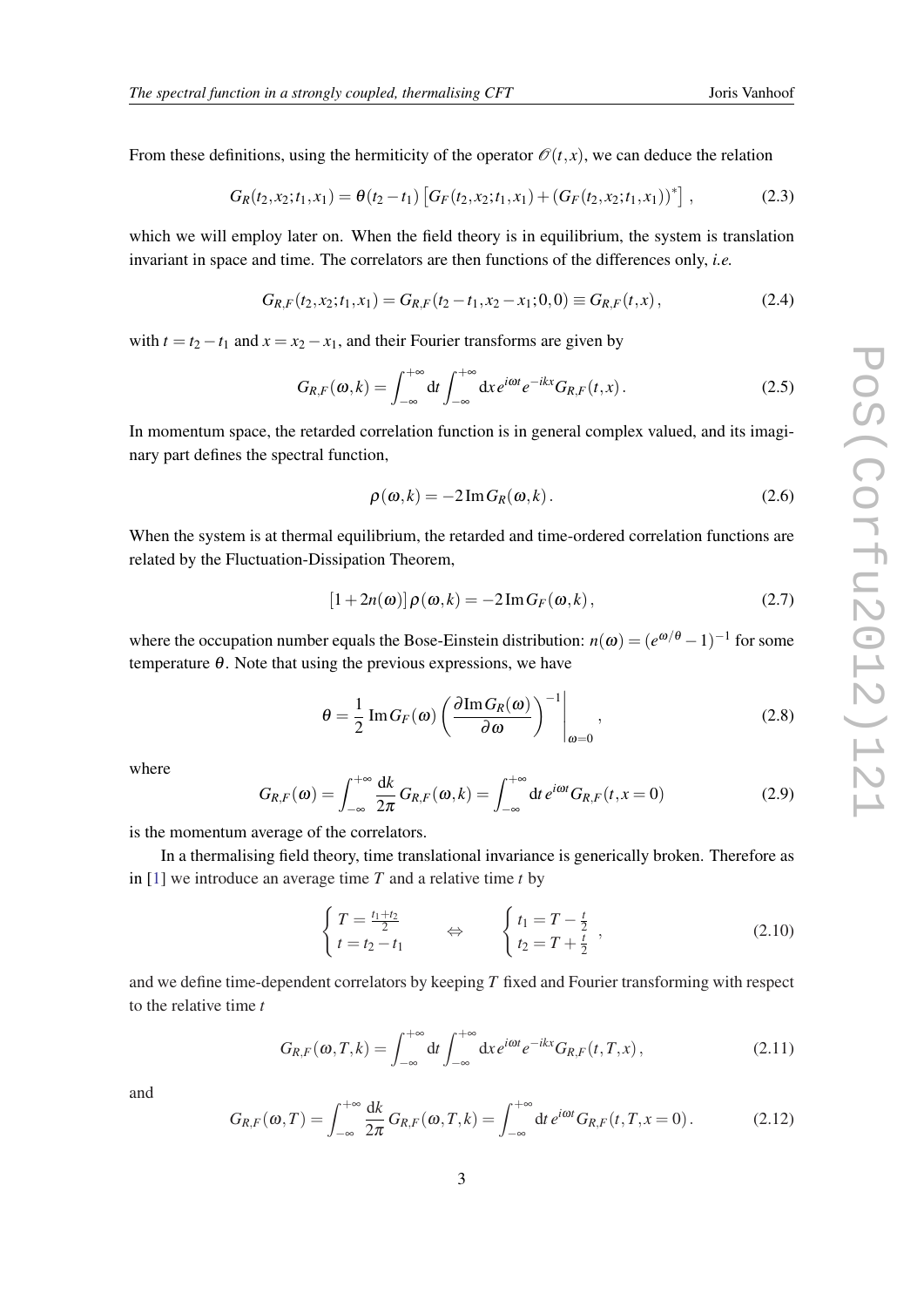From these definitions, using the hermiticity of the operator $\mathscr{O}(t,x)$, we can deduce the relation

$$G_R(t_2,x_2;t_1,x_1) = \theta(t_2-t_1)\left[G_F(t_2,x_2;t_1,x_1) + (G_F(t_2,x_2;t_1,x_1))^*\right], \tag{2.3}$$

which we will employ later on. When the field theory is in equilibrium, the system is translation invariant in space and time. The correlators are then functions of the differences only, *i.e.*

$$G_{R,F}(t_2,x_2;t_1,x_1) = G_{R,F}(t_2-t_1,x_2-x_1;0,0) \equiv G_{R,F}(t,x), \tag{2.4}$$

with $t = t_2 - t_1$ and $x = x_2 - x_1$, and their Fourier transforms are given by

$$G_{R,F}(\omega,k) = \int_{-\infty}^{+\infty} \mathrm{d}t \int_{-\infty}^{+\infty} \mathrm{d}x \, e^{i\omega t} e^{-ikx} G_{R,F}(t,x). \tag{2.5}$$

In momentum space, the retarded correlation function is in general complex valued, and its imaginary part defines the spectral function,

$$\rho(\omega,k) = -2\,\mathrm{Im}\,G_R(\omega,k). \tag{2.6}$$

When the system is at thermal equilibrium, the retarded and time-ordered correlation functions are related by the Fluctuation-Dissipation Theorem,

$$[1+2n(\omega)]\,\rho(\omega,k) = -2\,\mathrm{Im}\,G_F(\omega,k), \tag{2.7}$$

where the occupation number equals the Bose-Einstein distribution: $n(\omega) = (e^{\omega/\theta}-1)^{-1}$ for some temperature $\theta$. Note that using the previous expressions, we have

$$\theta = \frac{1}{2}\,\mathrm{Im}\,G_F(\omega)\left(\frac{\partial \mathrm{Im}\,G_R(\omega)}{\partial \omega}\right)^{-1}\Bigg|_{\omega=0}, \tag{2.8}$$

where

$$G_{R,F}(\omega) = \int_{-\infty}^{+\infty} \frac{\mathrm{d}k}{2\pi}\, G_{R,F}(\omega,k) = \int_{-\infty}^{+\infty} \mathrm{d}t \, e^{i\omega t} G_{R,F}(t,x=0) \tag{2.9}$$

is the momentum average of the correlators.

In a thermalising field theory, time translational invariance is generically broken. Therefore as in [1] we introduce an average time $T$ and a relative time $t$ by

$$\begin{cases} T = \frac{t_1+t_2}{2} \\ t = t_2 - t_1 \end{cases} \quad \Leftrightarrow \quad \begin{cases} t_1 = T - \frac{t}{2} \\ t_2 = T + \frac{t}{2} \end{cases}, \tag{2.10}$$

and we define time-dependent correlators by keeping $T$ fixed and Fourier transforming with respect to the relative time $t$

$$G_{R,F}(\omega,T,k) = \int_{-\infty}^{+\infty} \mathrm{d}t \int_{-\infty}^{+\infty} \mathrm{d}x \, e^{i\omega t} e^{-ikx} G_{R,F}(t,T,x), \tag{2.11}$$

and

$$G_{R,F}(\omega,T) = \int_{-\infty}^{+\infty} \frac{\mathrm{d}k}{2\pi}\, G_{R,F}(\omega,T,k) = \int_{-\infty}^{+\infty} \mathrm{d}t \, e^{i\omega t} G_{R,F}(t,T,x=0). \tag{2.12}$$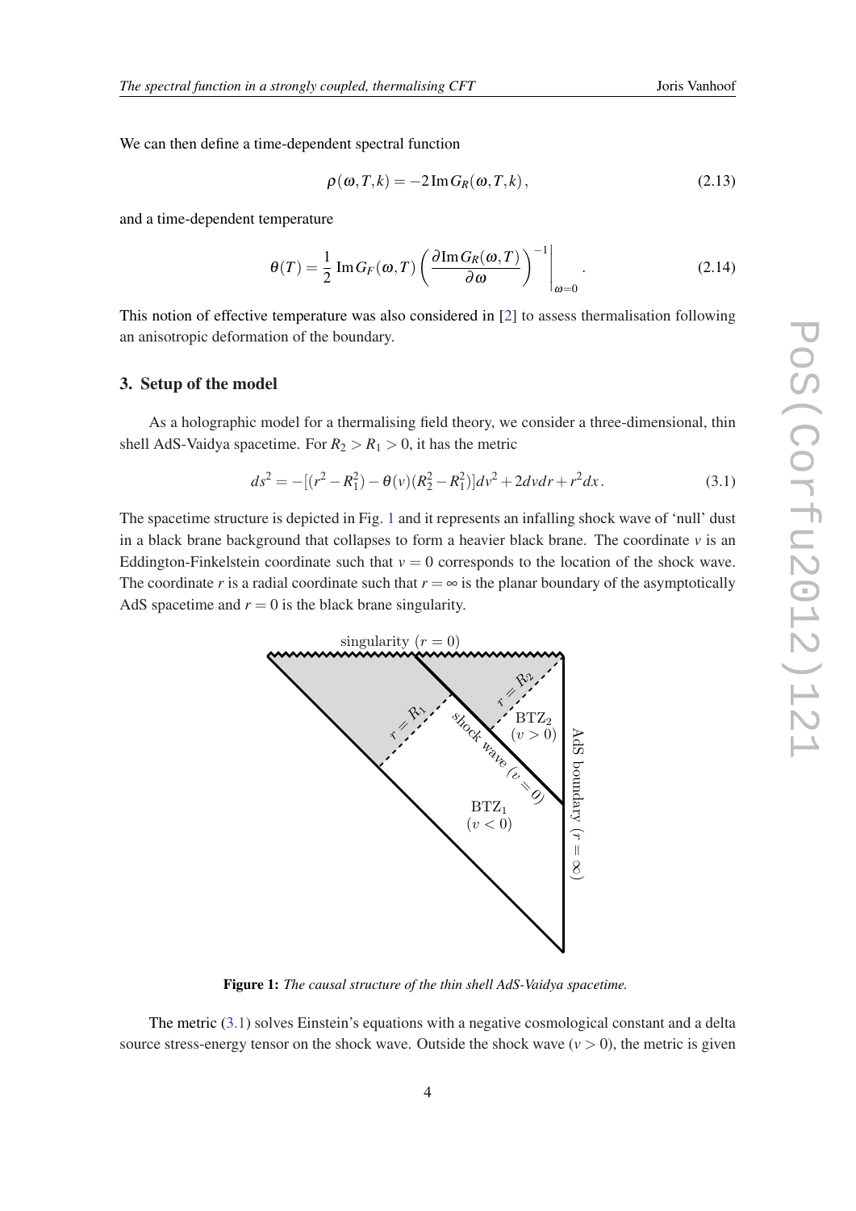We can then define a time-dependent spectral function

$$\rho(\omega, T, k) = -2\,\mathrm{Im}\, G_R(\omega, T, k)\,, \tag{2.13}$$

and a time-dependent temperature

$$\theta(T) = \frac{1}{2}\,\mathrm{Im}\, G_F(\omega, T)\left(\frac{\partial \mathrm{Im}\, G_R(\omega, T)}{\partial \omega}\right)^{-1}\Bigg|_{\omega=0}\,. \tag{2.14}$$

This notion of effective temperature was also considered in [2] to assess thermalisation following an anisotropic deformation of the boundary.

## 3. Setup of the model

As a holographic model for a thermalising field theory, we consider a three-dimensional, thin shell AdS-Vaidya spacetime. For $R_2 > R_1 > 0$, it has the metric

$$ds^2 = -[(r^2 - R_1^2) - \theta(v)(R_2^2 - R_1^2)]dv^2 + 2dvdr + r^2 dx\,. \tag{3.1}$$

The spacetime structure is depicted in Fig. 1 and it represents an infalling shock wave of 'null' dust in a black brane background that collapses to form a heavier black brane. The coordinate $v$ is an Eddington-Finkelstein coordinate such that $v = 0$ corresponds to the location of the shock wave. The coordinate $r$ is a radial coordinate such that $r = \infty$ is the planar boundary of the asymptotically AdS spacetime and $r = 0$ is the black brane singularity.

**Figure 1:** *The causal structure of the thin shell AdS-Vaidya spacetime.*

The metric (3.1) solves Einstein's equations with a negative cosmological constant and a delta source stress-energy tensor on the shock wave. Outside the shock wave ($v > 0$), the metric is given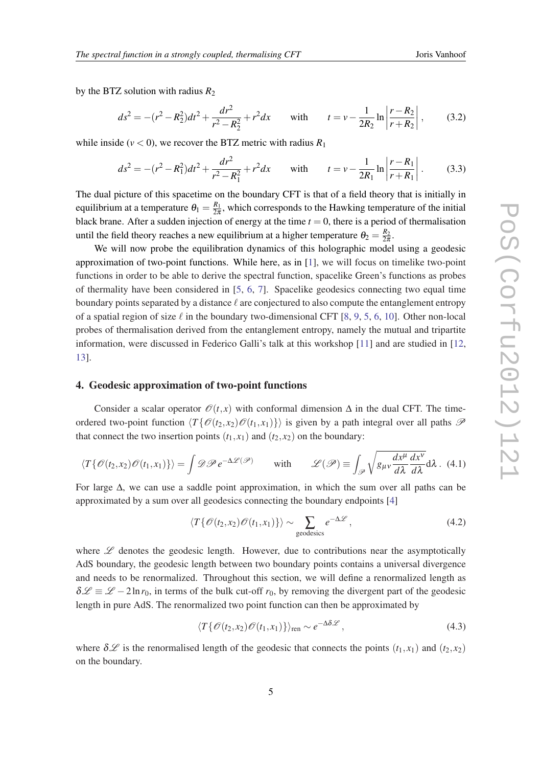by the BTZ solution with radius $R_2$

$$ds^2 = -(r^2 - R_2^2)dt^2 + \frac{dr^2}{r^2 - R_2^2} + r^2 dx \qquad \text{with} \qquad t = v - \frac{1}{2R_2} \ln \left| \frac{r - R_2}{r + R_2} \right| , \tag{3.2}$$

while inside ($v < 0$), we recover the BTZ metric with radius $R_1$

$$ds^2 = -(r^2 - R_1^2)dt^2 + \frac{dr^2}{r^2 - R_1^2} + r^2 dx \qquad \text{with} \qquad t = v - \frac{1}{2R_1} \ln \left| \frac{r - R_1}{r + R_1} \right| . \tag{3.3}$$

The dual picture of this spacetime on the boundary CFT is that of a field theory that is initially in equilibrium at a temperature $\theta_1 = \frac{R_1}{2\pi}$, which corresponds to the Hawking temperature of the initial black brane. After a sudden injection of energy at the time $t = 0$, there is a period of thermalisation until the field theory reaches a new equilibrium at a higher temperature $\theta_2 = \frac{R_2}{2\pi}$.

We will now probe the equilibration dynamics of this holographic model using a geodesic approximation of two-point functions. While here, as in [1], we will focus on timelike two-point functions in order to be able to derive the spectral function, spacelike Green's functions as probes of thermality have been considered in [5, 6, 7]. Spacelike geodesics connecting two equal time boundary points separated by a distance $\ell$ are conjectured to also compute the entanglement entropy of a spatial region of size $\ell$ in the boundary two-dimensional CFT [8, 9, 5, 6, 10]. Other non-local probes of thermalisation derived from the entanglement entropy, namely the mutual and tripartite information, were discussed in Federico Galli's talk at this workshop [11] and are studied in [12, 13].

## 4. Geodesic approximation of two-point functions

Consider a scalar operator $\mathscr{O}(t,x)$ with conformal dimension $\Delta$ in the dual CFT. The time-ordered two-point function $\langle T\{\mathscr{O}(t_2,x_2)\mathscr{O}(t_1,x_1)\}\rangle$ is given by a path integral over all paths $\mathscr{P}$ that connect the two insertion points $(t_1,x_1)$ and $(t_2,x_2)$ on the boundary:

$$\langle T\{\mathscr{O}(t_2,x_2)\mathscr{O}(t_1,x_1)\}\rangle = \int \mathscr{D}\mathscr{P}\, e^{-\Delta\mathscr{L}(\mathscr{P})} \qquad \text{with} \qquad \mathscr{L}(\mathscr{P}) \equiv \int_{\mathscr{P}} \sqrt{g_{\mu\nu}\frac{dx^\mu}{d\lambda}\frac{dx^\nu}{d\lambda}}\mathrm{d}\lambda\,. \tag{4.1}$$

For large $\Delta$, we can use a saddle point approximation, in which the sum over all paths can be approximated by a sum over all geodesics connecting the boundary endpoints [4]

$$\langle T\{\mathscr{O}(t_2,x_2)\mathscr{O}(t_1,x_1)\}\rangle \sim \sum_{\text{geodesics}} e^{-\Delta\mathscr{L}}\,, \tag{4.2}$$

where $\mathscr{L}$ denotes the geodesic length. However, due to contributions near the asymptotically AdS boundary, the geodesic length between two boundary points contains a universal divergence and needs to be renormalized. Throughout this section, we will define a renormalized length as $\delta\mathscr{L} \equiv \mathscr{L} - 2\ln r_0$, in terms of the bulk cut-off $r_0$, by removing the divergent part of the geodesic length in pure AdS. The renormalized two point function can then be approximated by

$$\langle T\{\mathscr{O}(t_2,x_2)\mathscr{O}(t_1,x_1)\}\rangle_{\text{ren}} \sim e^{-\Delta\delta\mathscr{L}}\,, \tag{4.3}$$

where $\delta\mathscr{L}$ is the renormalised length of the geodesic that connects the points $(t_1,x_1)$ and $(t_2,x_2)$ on the boundary.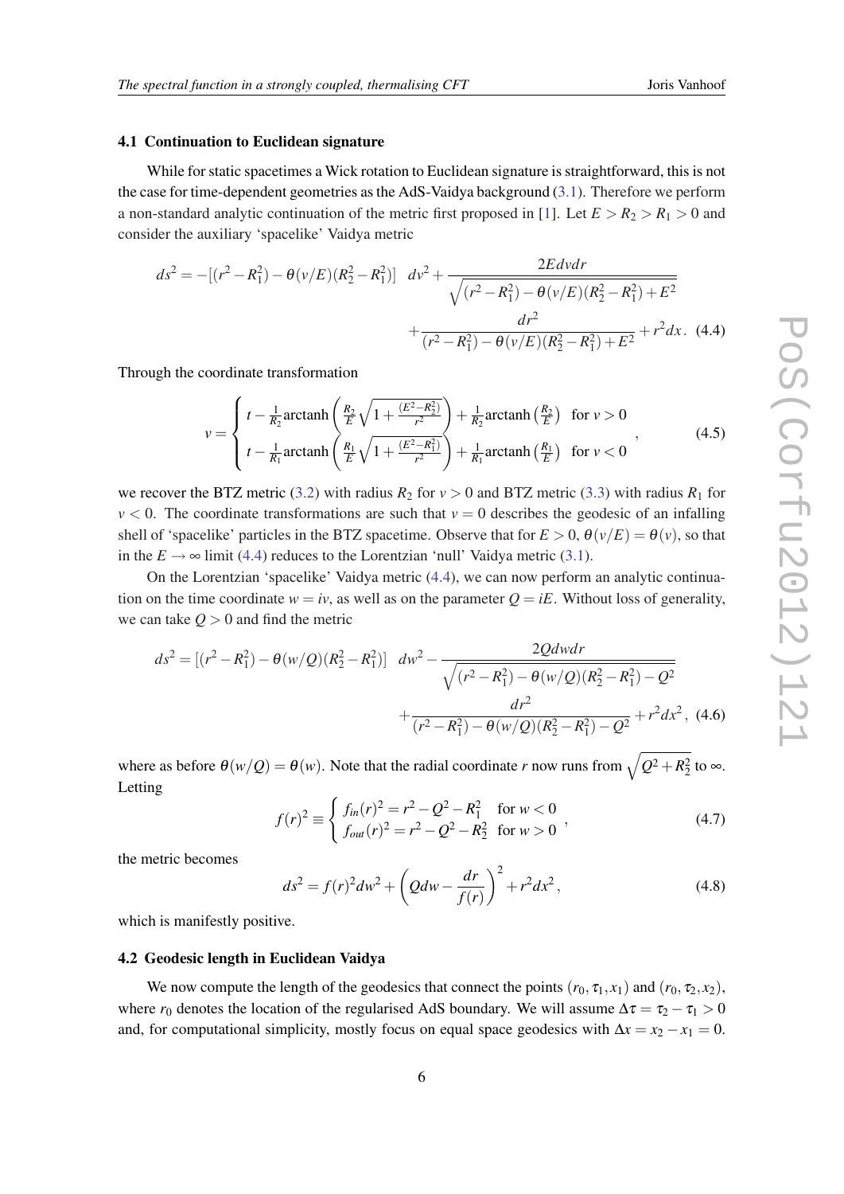### 4.1 Continuation to Euclidean signature

While for static spacetimes a Wick rotation to Euclidean signature is straightforward, this is not the case for time-dependent geometries as the AdS-Vaidya background (3.1). Therefore we perform a non-standard analytic continuation of the metric first proposed in [1]. Let $E > R_2 > R_1 > 0$ and consider the auxiliary 'spacelike' Vaidya metric

$$ds^2 = -[(r^2 - R_1^2) - \theta(v/E)(R_2^2 - R_1^2)] \;\; dv^2 + \frac{2E dv dr}{\sqrt{(r^2 - R_1^2) - \theta(v/E)(R_2^2 - R_1^2) + E^2}} + \frac{dr^2}{(r^2 - R_1^2) - \theta(v/E)(R_2^2 - R_1^2) + E^2} + r^2 dx. \quad (4.4)$$

Through the coordinate transformation

$$v = \begin{cases} t - \frac{1}{R_2}\text{arctanh}\left(\frac{R_2}{E}\sqrt{1 + \frac{(E^2 - R_2^2)}{r^2}}\right) + \frac{1}{R_2}\text{arctanh}\left(\frac{R_2}{E}\right) & \text{for } v > 0 \\ t - \frac{1}{R_1}\text{arctanh}\left(\frac{R_1}{E}\sqrt{1 + \frac{(E^2 - R_1^2)}{r^2}}\right) + \frac{1}{R_1}\text{arctanh}\left(\frac{R_1}{E}\right) & \text{for } v < 0 \end{cases}, \quad (4.5)$$

we recover the BTZ metric (3.2) with radius $R_2$ for $v > 0$ and BTZ metric (3.3) with radius $R_1$ for $v < 0$. The coordinate transformations are such that $v = 0$ describes the geodesic of an infalling shell of 'spacelike' particles in the BTZ spacetime. Observe that for $E > 0$, $\theta(v/E) = \theta(v)$, so that in the $E \to \infty$ limit (4.4) reduces to the Lorentzian 'null' Vaidya metric (3.1).

On the Lorentzian 'spacelike' Vaidya metric (4.4), we can now perform an analytic continuation on the time coordinate $w = iv$, as well as on the parameter $Q = iE$. Without loss of generality, we can take $Q > 0$ and find the metric

$$ds^2 = [(r^2 - R_1^2) - \theta(w/Q)(R_2^2 - R_1^2)] \;\; dw^2 - \frac{2Q dw dr}{\sqrt{(r^2 - R_1^2) - \theta(w/Q)(R_2^2 - R_1^2) - Q^2}} + \frac{dr^2}{(r^2 - R_1^2) - \theta(w/Q)(R_2^2 - R_1^2) - Q^2} + r^2 dx^2, \quad (4.6)$$

where as before $\theta(w/Q) = \theta(w)$. Note that the radial coordinate $r$ now runs from $\sqrt{Q^2 + R_2^2}$ to $\infty$. Letting

$$f(r)^2 \equiv \begin{cases} f_{in}(r)^2 = r^2 - Q^2 - R_1^2 & \text{for } w < 0 \\ f_{out}(r)^2 = r^2 - Q^2 - R_2^2 & \text{for } w > 0 \end{cases}, \quad (4.7)$$

the metric becomes

$$ds^2 = f(r)^2 dw^2 + \left(Q dw - \frac{dr}{f(r)}\right)^2 + r^2 dx^2, \quad (4.8)$$

which is manifestly positive.

### 4.2 Geodesic length in Euclidean Vaidya

We now compute the length of the geodesics that connect the points $(r_0, \tau_1, x_1)$ and $(r_0, \tau_2, x_2)$, where $r_0$ denotes the location of the regularised AdS boundary. We will assume $\Delta\tau = \tau_2 - \tau_1 > 0$ and, for computational simplicity, mostly focus on equal space geodesics with $\Delta x = x_2 - x_1 = 0$.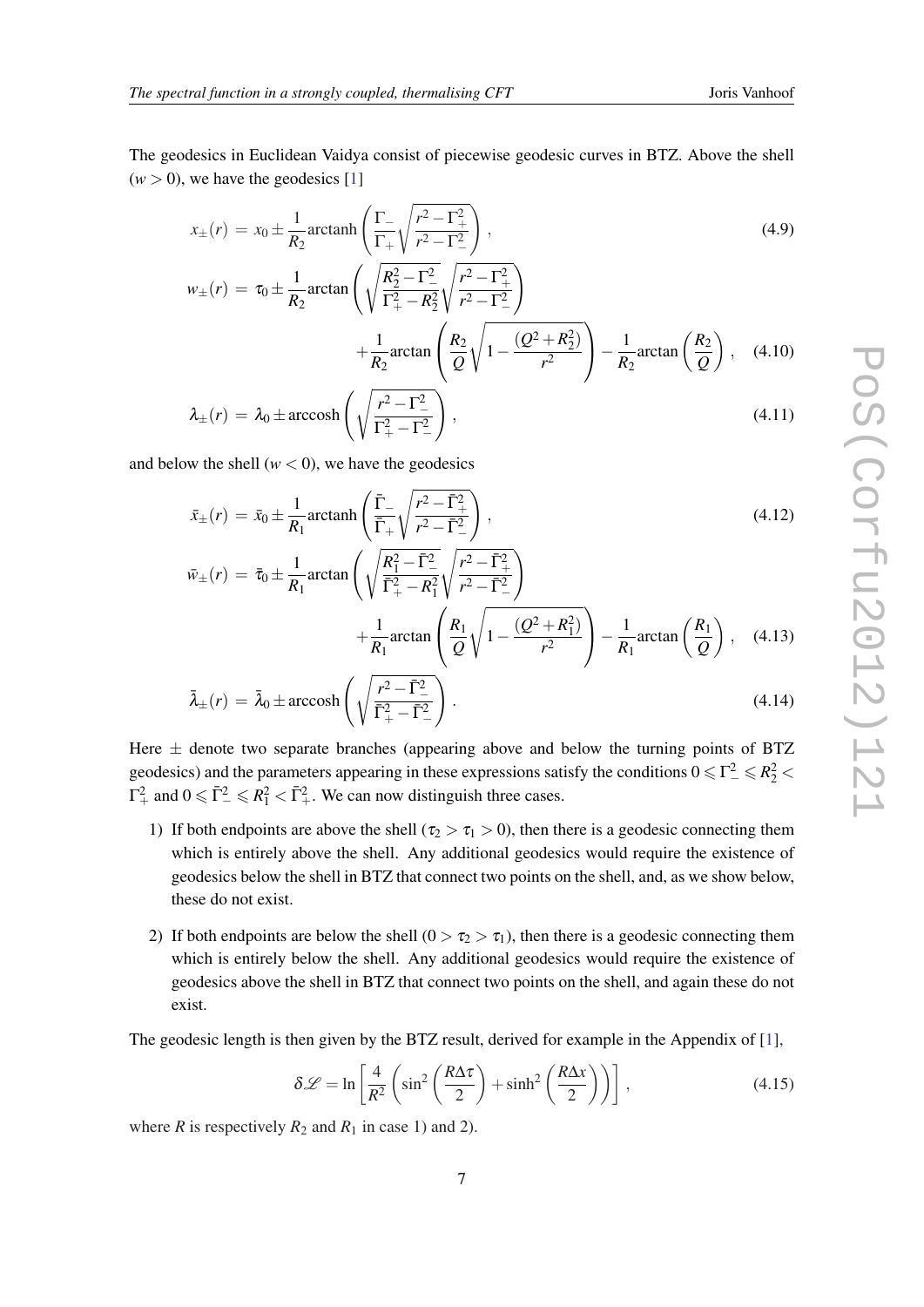The geodesics in Euclidean Vaidya consist of piecewise geodesic curves in BTZ. Above the shell ($w > 0$), we have the geodesics [1]

$$
x_\pm(r) = x_0 \pm \frac{1}{R_2}\text{arctanh}\left(\frac{\Gamma_-}{\Gamma_+}\sqrt{\frac{r^2-\Gamma_+^2}{r^2-\Gamma_-^2}}\right), \tag{4.9}
$$

$$
\begin{aligned}
w_\pm(r) = \tau_0 &\pm \frac{1}{R_2}\arctan\left(\sqrt{\frac{R_2^2-\Gamma_-^2}{\Gamma_+^2-R_2^2}}\sqrt{\frac{r^2-\Gamma_+^2}{r^2-\Gamma_-^2}}\right) \\
&+ \frac{1}{R_2}\arctan\left(\frac{R_2}{Q}\sqrt{1-\frac{(Q^2+R_2^2)}{r^2}}\right) - \frac{1}{R_2}\arctan\left(\frac{R_2}{Q}\right),
\end{aligned} \tag{4.10}
$$

$$
\lambda_\pm(r) = \lambda_0 \pm \text{arccosh}\left(\sqrt{\frac{r^2-\Gamma_-^2}{\Gamma_+^2-\Gamma_-^2}}\right), \tag{4.11}
$$

and below the shell ($w < 0$), we have the geodesics

$$
\bar{x}_\pm(r) = \bar{x}_0 \pm \frac{1}{R_1}\text{arctanh}\left(\frac{\bar{\Gamma}_-}{\bar{\Gamma}_+}\sqrt{\frac{r^2-\bar{\Gamma}_+^2}{r^2-\bar{\Gamma}_-^2}}\right), \tag{4.12}
$$

$$
\begin{aligned}
\bar{w}_\pm(r) = \bar{\tau}_0 &\pm \frac{1}{R_1}\arctan\left(\sqrt{\frac{R_1^2-\bar{\Gamma}_-^2}{\bar{\Gamma}_+^2-R_1^2}}\sqrt{\frac{r^2-\bar{\Gamma}_+^2}{r^2-\bar{\Gamma}_-^2}}\right) \\
&+ \frac{1}{R_1}\arctan\left(\frac{R_1}{Q}\sqrt{1-\frac{(Q^2+R_1^2)}{r^2}}\right) - \frac{1}{R_1}\arctan\left(\frac{R_1}{Q}\right),
\end{aligned} \tag{4.13}
$$

$$
\bar{\lambda}_\pm(r) = \bar{\lambda}_0 \pm \text{arccosh}\left(\sqrt{\frac{r^2-\bar{\Gamma}_-^2}{\bar{\Gamma}_+^2-\bar{\Gamma}_-^2}}\right). \tag{4.14}
$$

Here $\pm$ denote two separate branches (appearing above and below the turning points of BTZ geodesics) and the parameters appearing in these expressions satisfy the conditions $0 \leqslant \Gamma_-^2 \leqslant R_2^2 < \Gamma_+^2$ and $0 \leqslant \bar{\Gamma}_-^2 \leqslant R_1^2 < \bar{\Gamma}_+^2$. We can now distinguish three cases.

1) If both endpoints are above the shell ($\tau_2 > \tau_1 > 0$), then there is a geodesic connecting them which is entirely above the shell. Any additional geodesics would require the existence of geodesics below the shell in BTZ that connect two points on the shell, and, as we show below, these do not exist.

2) If both endpoints are below the shell ($0 > \tau_2 > \tau_1$), then there is a geodesic connecting them which is entirely below the shell. Any additional geodesics would require the existence of geodesics above the shell in BTZ that connect two points on the shell, and again these do not exist.

The geodesic length is then given by the BTZ result, derived for example in the Appendix of [1],

$$
\delta\mathscr{L} = \ln\left[\frac{4}{R^2}\left(\sin^2\left(\frac{R\Delta\tau}{2}\right) + \sinh^2\left(\frac{R\Delta x}{2}\right)\right)\right], \tag{4.15}
$$

where $R$ is respectively $R_2$ and $R_1$ in case 1) and 2).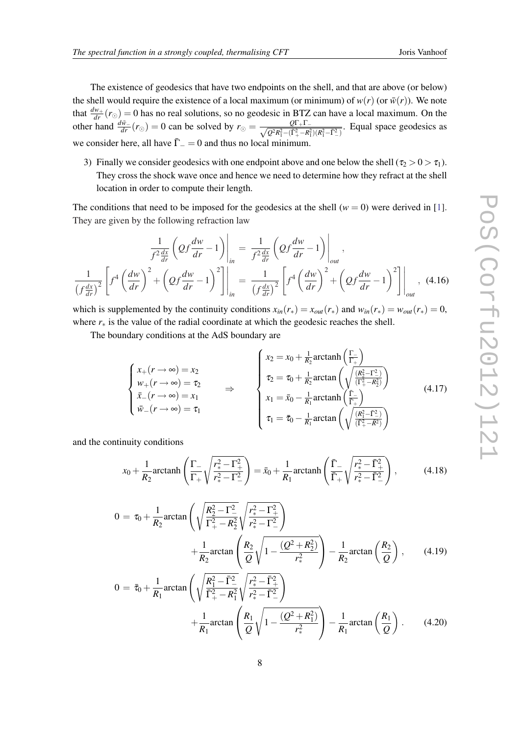The existence of geodesics that have two endpoints on the shell, and that are above (or below) the shell would require the existence of a local maximum (or minimum) of $w(r)$ (or $\bar{w}(r)$). We note that $\frac{dw_+}{dr}(r_\odot) = 0$ has no real solutions, so no geodesic in BTZ can have a local maximum. On the other hand $\frac{d\bar{w}_-}{dr}(r_\odot) = 0$ can be solved by $r_\odot = \frac{Q\Gamma_+\Gamma_-}{\sqrt{Q^2R_1^2-(\bar{\Gamma}_+^2-R_1^2)(R_1^2-\bar{\Gamma}_-^2)}}$. Equal space geodesics as we consider here, all have $\bar{\Gamma}_- = 0$ and thus no local minimum.

3) Finally we consider geodesics with one endpoint above and one below the shell ($\tau_2 > 0 > \tau_1$). They cross the shock wave once and hence we need to determine how they refract at the shell location in order to compute their length.

The conditions that need to be imposed for the geodesics at the shell ($w = 0$) were derived in [1]. They are given by the following refraction law

$$
\begin{aligned}
\frac{1}{f^2\frac{dx}{dr}}\left(Qf\frac{dw}{dr}-1\right)\bigg|_{in} &= \frac{1}{f^2\frac{dx}{dr}}\left(Qf\frac{dw}{dr}-1\right)\bigg|_{out}, \\
\frac{1}{\left(f\frac{dx}{dr}\right)^2}\left[f^4\left(\frac{dw}{dr}\right)^2+\left(Qf\frac{dw}{dr}-1\right)^2\right]\bigg|_{in} &= \frac{1}{\left(f\frac{dx}{dr}\right)^2}\left[f^4\left(\frac{dw}{dr}\right)^2+\left(Qf\frac{dw}{dr}-1\right)^2\right]\bigg|_{out},
\end{aligned}
\tag{4.16}
$$

which is supplemented by the continuity conditions $x_{in}(r_*) = x_{out}(r_*)$ and $w_{in}(r_*) = w_{out}(r_*) = 0$, where $r_*$ is the value of the radial coordinate at which the geodesic reaches the shell.

The boundary conditions at the AdS boundary are

$$
\begin{cases}
x_+(r\to\infty) = x_2 \\
w_+(r\to\infty) = \tau_2 \\
\bar{x}_-(r\to\infty) = x_1 \\
\bar{w}_-(r\to\infty) = \tau_1
\end{cases}
\quad\Rightarrow\quad
\begin{cases}
x_2 = x_0 + \frac{1}{R_2}\operatorname{arctanh}\left(\frac{\Gamma_-}{\Gamma_+}\right) \\
\tau_2 = \tau_0 + \frac{1}{R_2}\arctan\left(\sqrt{\frac{(R_2^2-\Gamma_-^2)}{(\Gamma_+^2-R_2^2)}}\right) \\
x_1 = \bar{x}_0 - \frac{1}{R_1}\operatorname{arctanh}\left(\frac{\bar{\Gamma}_-}{\bar{\Gamma}_+}\right) \\
\tau_1 = \bar{\tau}_0 - \frac{1}{R_1}\arctan\left(\sqrt{\frac{(R_1^2-\bar{\Gamma}_-^2)}{(\bar{\Gamma}_+^2-\bar{R}^2)}}\right)
\end{cases}
\tag{4.17}
$$

and the continuity conditions

$$
x_0 + \frac{1}{R_2}\operatorname{arctanh}\left(\frac{\Gamma_-}{\Gamma_+}\sqrt{\frac{r_*^2-\Gamma_+^2}{r_*^2-\Gamma_-^2}}\right) = \bar{x}_0 + \frac{1}{R_1}\operatorname{arctanh}\left(\frac{\bar{\Gamma}_-}{\bar{\Gamma}_+}\sqrt{\frac{r_*^2-\bar{\Gamma}_+^2}{r_*^2-\bar{\Gamma}_-^2}}\right),
\tag{4.18}
$$

$$
\begin{aligned}
0 = \tau_0 &+ \frac{1}{R_2}\arctan\left(\sqrt{\frac{R_2^2-\Gamma_-^2}{\Gamma_+^2-R_2^2}}\sqrt{\frac{r_*^2-\Gamma_+^2}{r_*^2-\Gamma_-^2}}\right) \\
&+ \frac{1}{R_2}\arctan\left(\frac{R_2}{Q}\sqrt{1-\frac{(Q^2+R_2^2)}{r_*^2}}\right) - \frac{1}{R_2}\arctan\left(\frac{R_2}{Q}\right),
\end{aligned}
\tag{4.19}
$$

$$
\begin{aligned}
0 = \bar{\tau}_0 &+ \frac{1}{R_1}\arctan\left(\sqrt{\frac{R_1^2-\bar{\Gamma}_-^2}{\bar{\Gamma}_+^2-R_1^2}}\sqrt{\frac{r_*^2-\bar{\Gamma}_+^2}{r_*^2-\bar{\Gamma}_-^2}}\right) \\
&+ \frac{1}{R_1}\arctan\left(\frac{R_1}{Q}\sqrt{1-\frac{(Q^2+R_1^2)}{r_*^2}}\right) - \frac{1}{R_1}\arctan\left(\frac{R_1}{Q}\right).
\end{aligned}
\tag{4.20}
$$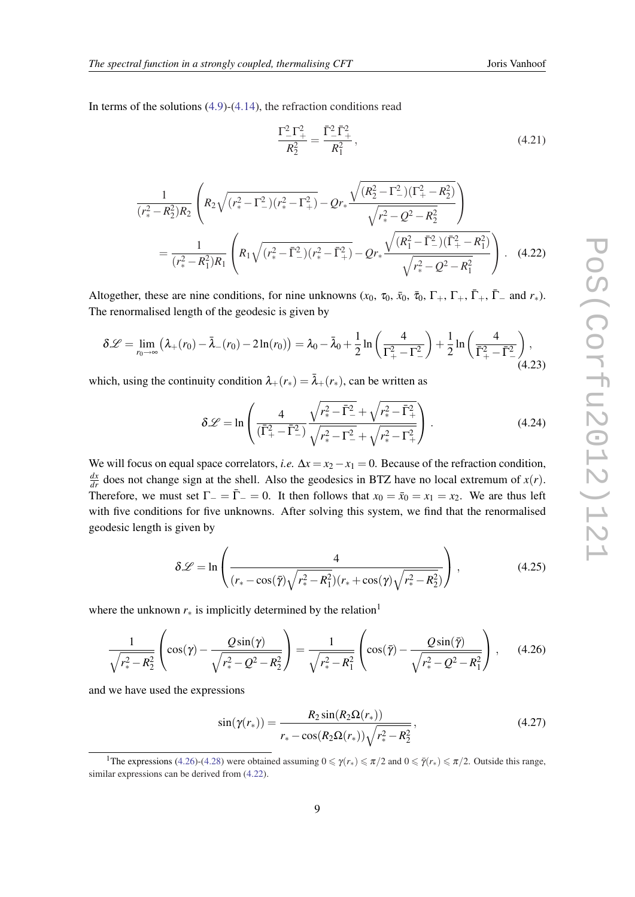In terms of the solutions (4.9)-(4.14), the refraction conditions read

$$\frac{\Gamma_-^2\Gamma_+^2}{R_2^2} = \frac{\bar{\Gamma}_-^2\bar{\Gamma}_+^2}{R_1^2}\,, \tag{4.21}$$

$$\begin{aligned}
&\frac{1}{(r_*^2-R_2^2)R_2}\left(R_2\sqrt{(r_*^2-\Gamma_-^2)(r_*^2-\Gamma_+^2)} - Qr_*\frac{\sqrt{(R_2^2-\Gamma_-^2)(\Gamma_+^2-R_2^2)}}{\sqrt{r_*^2-Q^2-R_2^2}}\right) \\
&\quad = \frac{1}{(r_*^2-R_1^2)R_1}\left(R_1\sqrt{(r_*^2-\bar{\Gamma}_-^2)(r_*^2-\bar{\Gamma}_+^2)} - Qr_*\frac{\sqrt{(R_1^2-\bar{\Gamma}_-^2)(\bar{\Gamma}_+^2-R_1^2)}}{\sqrt{r_*^2-Q^2-R_1^2}}\right)\,.
\end{aligned} \tag{4.22}$$

Altogether, these are nine conditions, for nine unknowns ($x_0$, $\tau_0$, $\bar{x}_0$, $\bar{\tau}_0$, $\Gamma_+$, $\Gamma_+$, $\bar{\Gamma}_+$, $\bar{\Gamma}_-$ and $r_*$). The renormalised length of the geodesic is given by

$$\delta\mathscr{L} = \lim_{r_0\to\infty}\left(\lambda_+(r_0) - \bar{\lambda}_-(r_0) - 2\ln(r_0)\right) = \lambda_0 - \bar{\lambda}_0 + \frac{1}{2}\ln\left(\frac{4}{\Gamma_+^2-\Gamma_-^2}\right) + \frac{1}{2}\ln\left(\frac{4}{\bar{\Gamma}_+^2-\bar{\Gamma}_-^2}\right)\,, \tag{4.23}$$

which, using the continuity condition $\lambda_+(r_*) = \bar{\lambda}_+(r_*)$, can be written as

$$\delta\mathscr{L} = \ln\left(\frac{4}{(\bar{\Gamma}_+^2-\bar{\Gamma}_-^2)}\frac{\sqrt{r_*^2-\bar{\Gamma}_-^2}+\sqrt{r_*^2-\bar{\Gamma}_+^2}}{\sqrt{r_*^2-\Gamma_-^2}+\sqrt{r_*^2-\Gamma_+^2}}\right)\,. \tag{4.24}$$

We will focus on equal space correlators, *i.e.* $\Delta x = x_2 - x_1 = 0$. Because of the refraction condition, $\frac{dx}{dr}$ does not change sign at the shell. Also the geodesics in BTZ have no local extremum of $x(r)$. Therefore, we must set $\Gamma_- = \bar{\Gamma}_- = 0$. It then follows that $x_0 = \bar{x}_0 = x_1 = x_2$. We are thus left with five conditions for five unknowns. After solving this system, we find that the renormalised geodesic length is given by

$$\delta\mathscr{L} = \ln\left(\frac{4}{(r_* - \cos(\bar{\gamma})\sqrt{r_*^2-R_1^2})(r_* + \cos(\gamma)\sqrt{r_*^2-R_2^2})}\right)\,, \tag{4.25}$$

where the unknown $r_*$ is implicitly determined by the relation[1]

$$\frac{1}{\sqrt{r_*^2-R_2^2}}\left(\cos(\gamma) - \frac{Q\sin(\gamma)}{\sqrt{r_*^2-Q^2-R_2^2}}\right) = \frac{1}{\sqrt{r_*^2-R_1^2}}\left(\cos(\bar{\gamma}) - \frac{Q\sin(\bar{\gamma})}{\sqrt{r_*^2-Q^2-R_1^2}}\right)\,, \tag{4.26}$$

and we have used the expressions

$$\sin(\gamma(r_*)) = \frac{R_2\sin(R_2\Omega(r_*))}{r_* - \cos(R_2\Omega(r_*))\sqrt{r_*^2-R_2^2}}\,, \tag{4.27}$$

[1] The expressions (4.26)-(4.28) were obtained assuming $0 \leqslant \gamma(r_*) \leqslant \pi/2$ and $0 \leqslant \bar{\gamma}(r_*) \leqslant \pi/2$. Outside this range, similar expressions can be derived from (4.22).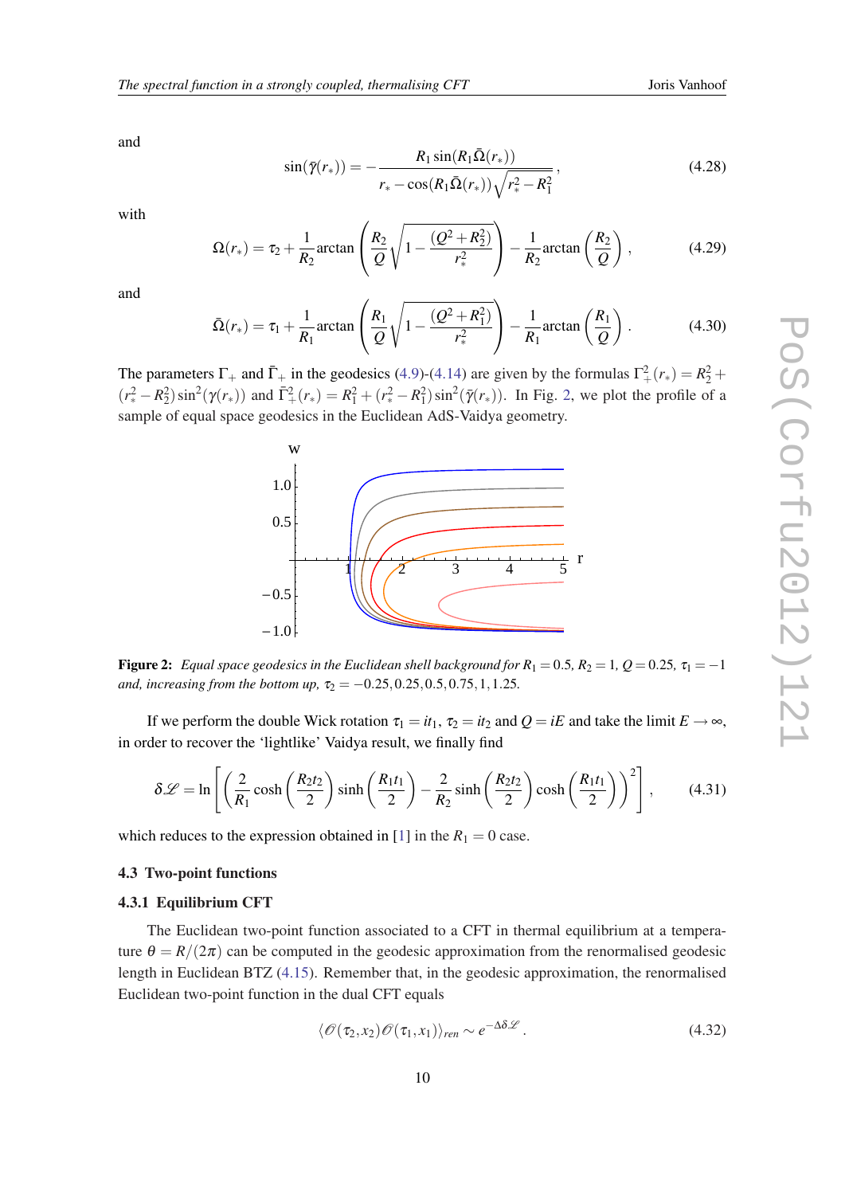and

$$\sin(\bar{\gamma}(r_*)) = -\frac{R_1 \sin(R_1 \bar{\Omega}(r_*))}{r_* - \cos(R_1 \bar{\Omega}(r_*))\sqrt{r_*^2 - R_1^2}}\,, \tag{4.28}$$

with

$$\Omega(r_*) = \tau_2 + \frac{1}{R_2}\arctan\left(\frac{R_2}{Q}\sqrt{1 - \frac{(Q^2+R_2^2)}{r_*^2}}\right) - \frac{1}{R_2}\arctan\left(\frac{R_2}{Q}\right)\,, \tag{4.29}$$

and

$$\bar{\Omega}(r_*) = \tau_1 + \frac{1}{R_1}\arctan\left(\frac{R_1}{Q}\sqrt{1 - \frac{(Q^2+R_1^2)}{r_*^2}}\right) - \frac{1}{R_1}\arctan\left(\frac{R_1}{Q}\right)\,. \tag{4.30}$$

The parameters $\Gamma_+$ and $\bar{\Gamma}_+$ in the geodesics (4.9)-(4.14) are given by the formulas $\Gamma_+^2(r_*) = R_2^2 + (r_*^2 - R_2^2)\sin^2(\gamma(r_*))$ and $\bar{\Gamma}_+^2(r_*) = R_1^2 + (r_*^2 - R_1^2)\sin^2(\bar{\gamma}(r_*))$. In Fig. 2, we plot the profile of a sample of equal space geodesics in the Euclidean AdS-Vaidya geometry.

**Figure 2:** *Equal space geodesics in the Euclidean shell background for $R_1 = 0.5$, $R_2 = 1$, $Q = 0.25$, $\tau_1 = -1$ and, increasing from the bottom up, $\tau_2 = -0.25, 0.25, 0.5, 0.75, 1, 1.25$.*

If we perform the double Wick rotation $\tau_1 = it_1$, $\tau_2 = it_2$ and $Q = iE$ and take the limit $E \to \infty$, in order to recover the 'lightlike' Vaidya result, we finally find

$$\delta\mathscr{L} = \ln\left[\left(\frac{2}{R_1}\cosh\left(\frac{R_2 t_2}{2}\right)\sinh\left(\frac{R_1 t_1}{2}\right) - \frac{2}{R_2}\sinh\left(\frac{R_2 t_2}{2}\right)\cosh\left(\frac{R_1 t_1}{2}\right)\right)^2\right]\,, \tag{4.31}$$

which reduces to the expression obtained in [1] in the $R_1 = 0$ case.

### 4.3 Two-point functions

#### 4.3.1 Equilibrium CFT

The Euclidean two-point function associated to a CFT in thermal equilibrium at a temperature $\theta = R/(2\pi)$ can be computed in the geodesic approximation from the renormalised geodesic length in Euclidean BTZ (4.15). Remember that, in the geodesic approximation, the renormalised Euclidean two-point function in the dual CFT equals

$$\langle \mathscr{O}(\tau_2, x_2)\mathscr{O}(\tau_1, x_1)\rangle_{ren} \sim e^{-\Delta\delta\mathscr{L}}\,. \tag{4.32}$$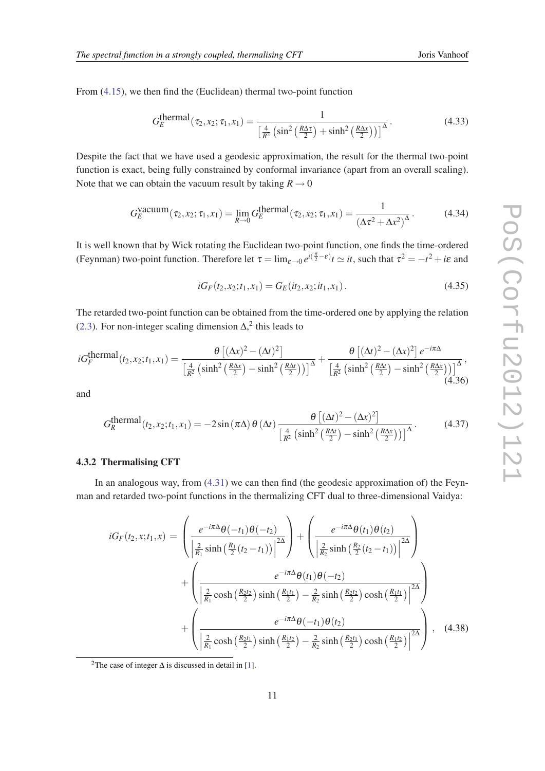From (4.15), we then find the (Euclidean) thermal two-point function

$$G_E^{\text{thermal}}(\tau_2, x_2; \tau_1, x_1) = \frac{1}{\left[\frac{4}{R^2}\left(\sin^2\left(\frac{R\Delta\tau}{2}\right) + \sinh^2\left(\frac{R\Delta x}{2}\right)\right)\right]^{\Delta}}. \tag{4.33}$$

Despite the fact that we have used a geodesic approximation, the result for the thermal two-point function is exact, being fully constrained by conformal invariance (apart from an overall scaling). Note that we can obtain the vacuum result by taking $R \to 0$

$$G_E^{\text{vacuum}}(\tau_2, x_2; \tau_1, x_1) = \lim_{R\to 0} G_E^{\text{thermal}}(\tau_2, x_2; \tau_1, x_1) = \frac{1}{(\Delta\tau^2 + \Delta x^2)^{\Delta}}. \tag{4.34}$$

It is well known that by Wick rotating the Euclidean two-point function, one finds the time-ordered (Feynman) two-point function. Therefore let $\tau = \lim_{\varepsilon\to 0} e^{i(\frac{\pi}{2}-\varepsilon)} t \simeq it$, such that $\tau^2 = -t^2 + i\varepsilon$ and

$$iG_F(t_2, x_2; t_1, x_1) = G_E(it_2, x_2; it_1, x_1). \tag{4.35}$$

The retarded two-point function can be obtained from the time-ordered one by applying the relation (2.3). For non-integer scaling dimension $\Delta$,[2] this leads to

$$iG_F^{\text{thermal}}(t_2, x_2; t_1, x_1) = \frac{\theta\left[(\Delta x)^2 - (\Delta t)^2\right]}{\left[\frac{4}{R^2}\left(\sinh^2\left(\frac{R\Delta x}{2}\right) - \sinh^2\left(\frac{R\Delta t}{2}\right)\right)\right]^{\Delta}} + \frac{\theta\left[(\Delta t)^2 - (\Delta x)^2\right] e^{-i\pi\Delta}}{\left[\frac{4}{R^2}\left(\sinh^2\left(\frac{R\Delta t}{2}\right) - \sinh^2\left(\frac{R\Delta x}{2}\right)\right)\right]^{\Delta}}, \tag{4.36}$$

and

$$G_R^{\text{thermal}}(t_2, x_2; t_1, x_1) = -2\sin(\pi\Delta)\,\theta(\Delta t)\,\frac{\theta\left[(\Delta t)^2 - (\Delta x)^2\right]}{\left[\frac{4}{R^2}\left(\sinh^2\left(\frac{R\Delta t}{2}\right) - \sinh^2\left(\frac{R\Delta x}{2}\right)\right)\right]^{\Delta}}. \tag{4.37}$$

### 4.3.2 Thermalising CFT

In an analogous way, from (4.31) we can then find (the geodesic approximation of) the Feynman and retarded two-point functions in the thermalizing CFT dual to three-dimensional Vaidya:

$$\begin{aligned} iG_F(t_2, x; t_1, x) = &\left(\frac{e^{-i\pi\Delta}\theta(-t_1)\theta(-t_2)}{\left|\frac{2}{R_1}\sinh\left(\frac{R_1}{2}(t_2 - t_1)\right)\right|^{2\Delta}}\right) + \left(\frac{e^{-i\pi\Delta}\theta(t_1)\theta(t_2)}{\left|\frac{2}{R_2}\sinh\left(\frac{R_2}{2}(t_2 - t_1)\right)\right|^{2\Delta}}\right) \\ &+ \left(\frac{e^{-i\pi\Delta}\theta(t_1)\theta(-t_2)}{\left|\frac{2}{R_1}\cosh\left(\frac{R_2 t_2}{2}\right)\sinh\left(\frac{R_1 t_1}{2}\right) - \frac{2}{R_2}\sinh\left(\frac{R_2 t_2}{2}\right)\cosh\left(\frac{R_1 t_1}{2}\right)\right|^{2\Delta}}\right) \\ &+ \left(\frac{e^{-i\pi\Delta}\theta(-t_1)\theta(t_2)}{\left|\frac{2}{R_1}\cosh\left(\frac{R_2 t_1}{2}\right)\sinh\left(\frac{R_1 t_2}{2}\right) - \frac{2}{R_2}\sinh\left(\frac{R_2 t_1}{2}\right)\cosh\left(\frac{R_1 t_2}{2}\right)\right|^{2\Delta}}\right), \end{aligned} \tag{4.38}$$

[2] The case of integer $\Delta$ is discussed in detail in [1].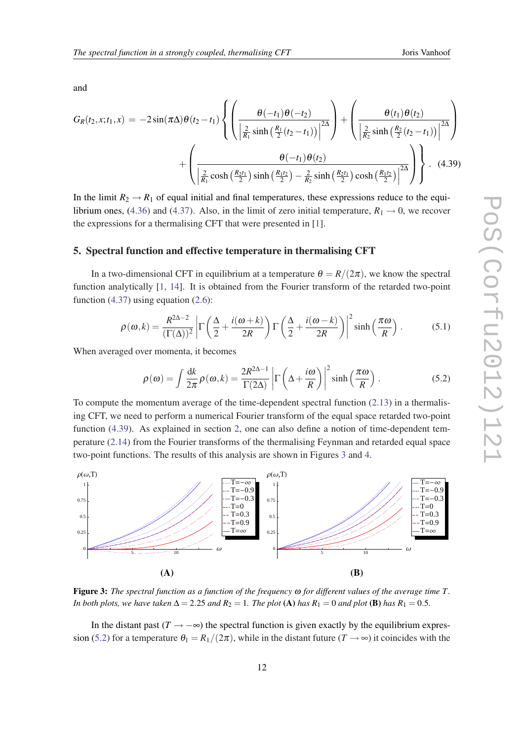and

$$G_R(t_2,x;t_1,x) = -2\sin(\pi\Delta)\theta(t_2-t_1)\left\{\left(\frac{\theta(-t_1)\theta(-t_2)}{\left|\frac{2}{R_1}\sinh\left(\frac{R_1}{2}(t_2-t_1)\right)\right|^{2\Delta}}\right)+\left(\frac{\theta(t_1)\theta(t_2)}{\left|\frac{2}{R_2}\sinh\left(\frac{R_2}{2}(t_2-t_1)\right)\right|^{2\Delta}}\right)\right.$$
$$\left.+\left(\frac{\theta(-t_1)\theta(t_2)}{\left|\frac{2}{R_1}\cosh\left(\frac{R_2 t_1}{2}\right)\sinh\left(\frac{R_1 t_2}{2}\right)-\frac{2}{R_2}\sinh\left(\frac{R_2 t_1}{2}\right)\cosh\left(\frac{R_1 t_2}{2}\right)\right|^{2\Delta}}\right)\right\}. \quad (4.39)$$

In the limit $R_2 \to R_1$ of equal initial and final temperatures, these expressions reduce to the equilibrium ones, (4.36) and (4.37). Also, in the limit of zero initial temperature, $R_1 \to 0$, we recover the expressions for a thermalising CFT that were presented in [1].

## 5. Spectral function and effective temperature in thermalising CFT

In a two-dimensional CFT in equilibrium at a temperature $\theta = R/(2\pi)$, we know the spectral function analytically [1, 14]. It is obtained from the Fourier transform of the retarded two-point function (4.37) using equation (2.6):

$$\rho(\omega,k) = \frac{R^{2\Delta-2}}{(\Gamma(\Delta))^2}\left|\Gamma\left(\frac{\Delta}{2}+\frac{i(\omega+k)}{2R}\right)\Gamma\left(\frac{\Delta}{2}+\frac{i(\omega-k)}{2R}\right)\right|^2\sinh\left(\frac{\pi\omega}{R}\right). \quad (5.1)$$

When averaged over momenta, it becomes

$$\rho(\omega) = \int\frac{\mathrm{d}k}{2\pi}\rho(\omega,k) = \frac{2R^{2\Delta-1}}{\Gamma(2\Delta)}\left|\Gamma\left(\Delta+\frac{i\omega}{R}\right)\right|^2\sinh\left(\frac{\pi\omega}{R}\right). \quad (5.2)$$

To compute the momentum average of the time-dependent spectral function (2.13) in a thermalising CFT, we need to perform a numerical Fourier transform of the equal space retarded two-point function (4.39). As explained in section 2, one can also define a notion of time-dependent temperature (2.14) from the Fourier transforms of the thermalising Feynman and retarded equal space two-point functions. The results of this analysis are shown in Figures 3 and 4.

**(A)** **(B)**

**Figure 3:** *The spectral function as a function of the frequency $\omega$ for different values of the average time $T$. In both plots, we have taken $\Delta = 2.25$ and $R_2 = 1$. The plot* **(A)** *has $R_1 = 0$ and plot* **(B)** *has $R_1 = 0.5$.*

In the distant past ($T \to -\infty$) the spectral function is given exactly by the equilibrium expression (5.2) for a temperature $\theta_1 = R_1/(2\pi)$, while in the distant future ($T \to \infty$) it coincides with the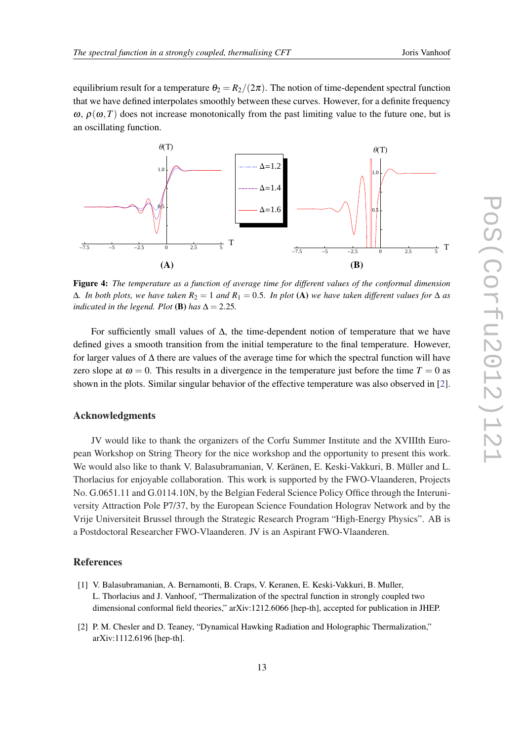equilibrium result for a temperature $\theta_2 = R_2/(2\pi)$. The notion of time-dependent spectral function that we have defined interpolates smoothly between these curves. However, for a definite frequency $\omega$, $\rho(\omega, T)$ does not increase monotonically from the past limiting value to the future one, but is an oscillating function.

**Figure 4:** *The temperature as a function of average time for different values of the conformal dimension $\Delta$. In both plots, we have taken $R_2 = 1$ and $R_1 = 0.5$. In plot* **(A)** *we have taken different values for $\Delta$ as indicated in the legend. Plot* **(B)** *has $\Delta = 2.25$.*

For sufficiently small values of $\Delta$, the time-dependent notion of temperature that we have defined gives a smooth transition from the initial temperature to the final temperature. However, for larger values of $\Delta$ there are values of the average time for which the spectral function will have zero slope at $\omega = 0$. This results in a divergence in the temperature just before the time $T = 0$ as shown in the plots. Similar singular behavior of the effective temperature was also observed in [2].

## Acknowledgments

JV would like to thank the organizers of the Corfu Summer Institute and the XVIIIth European Workshop on String Theory for the nice workshop and the opportunity to present this work. We would also like to thank V. Balasubramanian, V. Keränen, E. Keski-Vakkuri, B. Müller and L. Thorlacius for enjoyable collaboration. This work is supported by the FWO-Vlaanderen, Projects No. G.0651.11 and G.0114.10N, by the Belgian Federal Science Policy Office through the Interuniversity Attraction Pole P7/37, by the European Science Foundation Holograv Network and by the Vrije Universiteit Brussel through the Strategic Research Program "High-Energy Physics". AB is a Postdoctoral Researcher FWO-Vlaanderen. JV is an Aspirant FWO-Vlaanderen.

## References

[1] V. Balasubramanian, A. Bernamonti, B. Craps, V. Keranen, E. Keski-Vakkuri, B. Muller, L. Thorlacius and J. Vanhoof, "Thermalization of the spectral function in strongly coupled two dimensional conformal field theories," arXiv:1212.6066 [hep-th], accepted for publication in JHEP.

[2] P. M. Chesler and D. Teaney, "Dynamical Hawking Radiation and Holographic Thermalization," arXiv:1112.6196 [hep-th].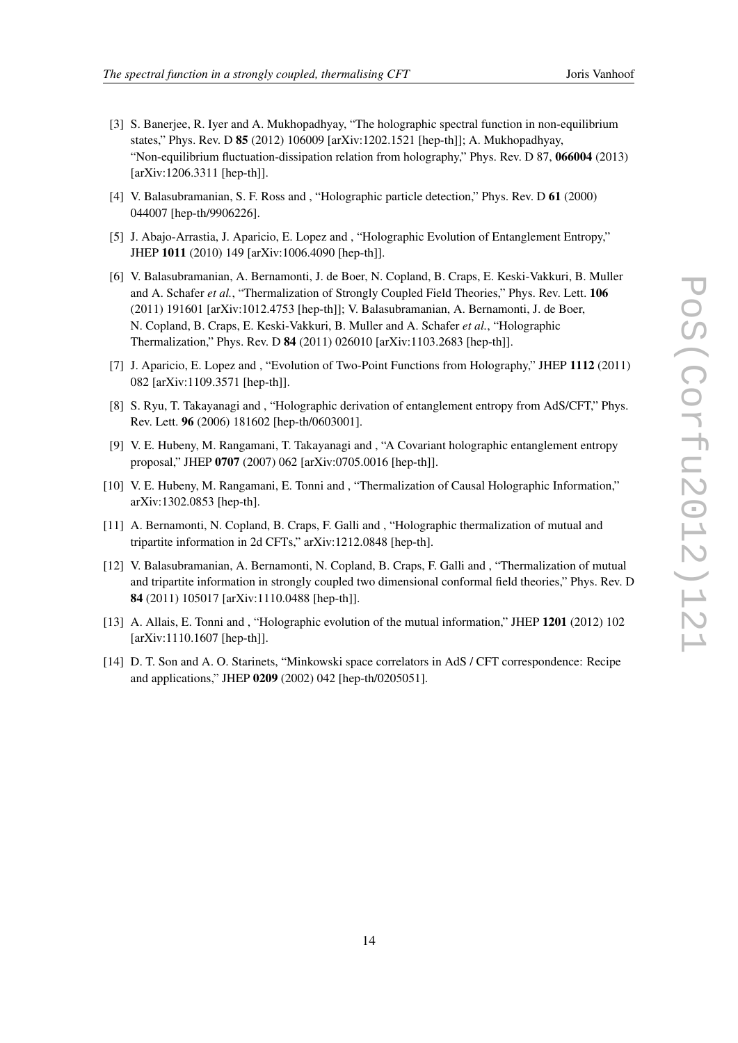[3] S. Banerjee, R. Iyer and A. Mukhopadhyay, "The holographic spectral function in non-equilibrium states," Phys. Rev. D **85** (2012) 106009 [arXiv:1202.1521 [hep-th]]; A. Mukhopadhyay, "Non-equilibrium fluctuation-dissipation relation from holography," Phys. Rev. D 87, **066004** (2013) [arXiv:1206.3311 [hep-th]].

[4] V. Balasubramanian, S. F. Ross and , "Holographic particle detection," Phys. Rev. D **61** (2000) 044007 [hep-th/9906226].

[5] J. Abajo-Arrastia, J. Aparicio, E. Lopez and , "Holographic Evolution of Entanglement Entropy," JHEP **1011** (2010) 149 [arXiv:1006.4090 [hep-th]].

[6] V. Balasubramanian, A. Bernamonti, J. de Boer, N. Copland, B. Craps, E. Keski-Vakkuri, B. Muller and A. Schafer *et al.*, "Thermalization of Strongly Coupled Field Theories," Phys. Rev. Lett. **106** (2011) 191601 [arXiv:1012.4753 [hep-th]]; V. Balasubramanian, A. Bernamonti, J. de Boer, N. Copland, B. Craps, E. Keski-Vakkuri, B. Muller and A. Schafer *et al.*, "Holographic Thermalization," Phys. Rev. D **84** (2011) 026010 [arXiv:1103.2683 [hep-th]].

[7] J. Aparicio, E. Lopez and , "Evolution of Two-Point Functions from Holography," JHEP **1112** (2011) 082 [arXiv:1109.3571 [hep-th]].

[8] S. Ryu, T. Takayanagi and , "Holographic derivation of entanglement entropy from AdS/CFT," Phys. Rev. Lett. **96** (2006) 181602 [hep-th/0603001].

[9] V. E. Hubeny, M. Rangamani, T. Takayanagi and , "A Covariant holographic entanglement entropy proposal," JHEP **0707** (2007) 062 [arXiv:0705.0016 [hep-th]].

[10] V. E. Hubeny, M. Rangamani, E. Tonni and , "Thermalization of Causal Holographic Information," arXiv:1302.0853 [hep-th].

[11] A. Bernamonti, N. Copland, B. Craps, F. Galli and , "Holographic thermalization of mutual and tripartite information in 2d CFTs," arXiv:1212.0848 [hep-th].

[12] V. Balasubramanian, A. Bernamonti, N. Copland, B. Craps, F. Galli and , "Thermalization of mutual and tripartite information in strongly coupled two dimensional conformal field theories," Phys. Rev. D **84** (2011) 105017 [arXiv:1110.0488 [hep-th]].

[13] A. Allais, E. Tonni and , "Holographic evolution of the mutual information," JHEP **1201** (2012) 102 [arXiv:1110.1607 [hep-th]].

[14] D. T. Son and A. O. Starinets, "Minkowski space correlators in AdS / CFT correspondence: Recipe and applications," JHEP **0209** (2002) 042 [hep-th/0205051].